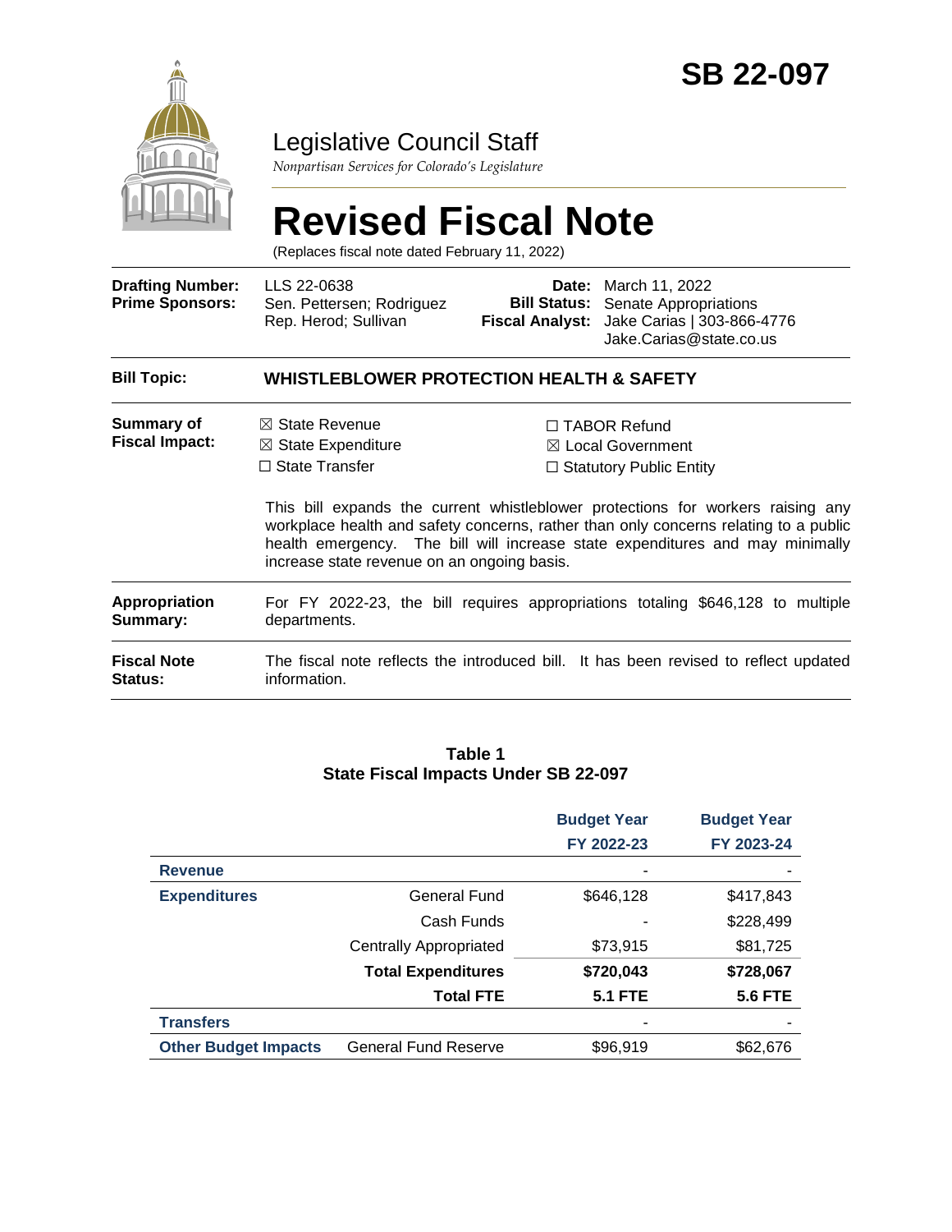# SB 22-097

## Legislative Council Staff

*Nonpartisan Services for Colorado's Legislature*

# Revised Fiscal Note

(Replaces fiscal note dated February 11, 2022)

| | | | |
|---|---|---|---|
| **Drafting Number:** | LLS 22-0638 | **Date:** | March 11, 2022 |
| **Prime Sponsors:** | Sen. Pettersen; Rodriguez<br>Rep. Herod; Sullivan | **Bill Status:** | Senate Appropriations |
| | | **Fiscal Analyst:** | Jake Carias \| 303-866-4776<br>Jake.Carias@state.co.us |

**Bill Topic:** **WHISTLEBLOWER PROTECTION HEALTH & SAFETY**

**Summary of Fiscal Impact:**

- ☒ State Revenue
- ☒ State Expenditure
- ☐ State Transfer
- ☐ TABOR Refund
- ☒ Local Government
- ☐ Statutory Public Entity

This bill expands the current whistleblower protections for workers raising any workplace health and safety concerns, rather than only concerns relating to a public health emergency. The bill will increase state expenditures and may minimally increase state revenue on an ongoing basis.

**Appropriation Summary:** For FY 2022-23, the bill requires appropriations totaling $646,128 to multiple departments.

**Fiscal Note Status:** The fiscal note reflects the introduced bill. It has been revised to reflect updated information.

**Table 1**
**State Fiscal Impacts Under SB 22-097**

| | | Budget Year FY 2022-23 | Budget Year FY 2023-24 |
|---|---|---|---|
| **Revenue** | | - | - |
| **Expenditures** | General Fund | $646,128 | $417,843 |
| | Cash Funds | - | $228,499 |
| | Centrally Appropriated | $73,915 | $81,725 |
| | **Total Expenditures** | **$720,043** | **$728,067** |
| | **Total FTE** | **5.1 FTE** | **5.6 FTE** |
| **Transfers** | | - | - |
| **Other Budget Impacts** | General Fund Reserve | $96,919 | $62,676 |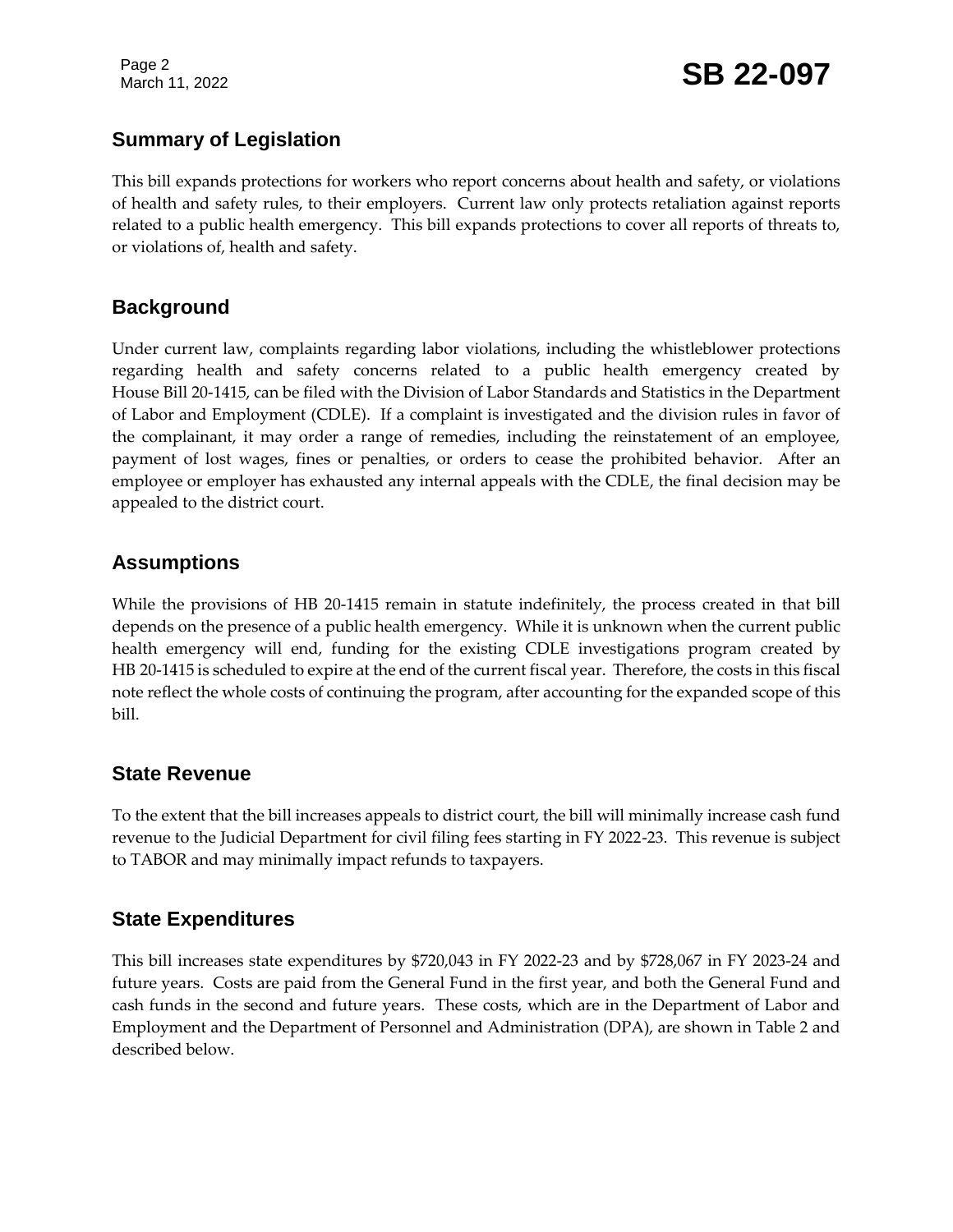## Summary of Legislation

This bill expands protections for workers who report concerns about health and safety, or violations of health and safety rules, to their employers. Current law only protects retaliation against reports related to a public health emergency. This bill expands protections to cover all reports of threats to, or violations of, health and safety.

## Background

Under current law, complaints regarding labor violations, including the whistleblower protections regarding health and safety concerns related to a public health emergency created by House Bill 20-1415, can be filed with the Division of Labor Standards and Statistics in the Department of Labor and Employment (CDLE). If a complaint is investigated and the division rules in favor of the complainant, it may order a range of remedies, including the reinstatement of an employee, payment of lost wages, fines or penalties, or orders to cease the prohibited behavior. After an employee or employer has exhausted any internal appeals with the CDLE, the final decision may be appealed to the district court.

## Assumptions

While the provisions of HB 20-1415 remain in statute indefinitely, the process created in that bill depends on the presence of a public health emergency. While it is unknown when the current public health emergency will end, funding for the existing CDLE investigations program created by HB 20-1415 is scheduled to expire at the end of the current fiscal year. Therefore, the costs in this fiscal note reflect the whole costs of continuing the program, after accounting for the expanded scope of this bill.

## State Revenue

To the extent that the bill increases appeals to district court, the bill will minimally increase cash fund revenue to the Judicial Department for civil filing fees starting in FY 2022-23. This revenue is subject to TABOR and may minimally impact refunds to taxpayers.

## State Expenditures

This bill increases state expenditures by $720,043 in FY 2022-23 and by $728,067 in FY 2023-24 and future years. Costs are paid from the General Fund in the first year, and both the General Fund and cash funds in the second and future years. These costs, which are in the Department of Labor and Employment and the Department of Personnel and Administration (DPA), are shown in Table 2 and described below.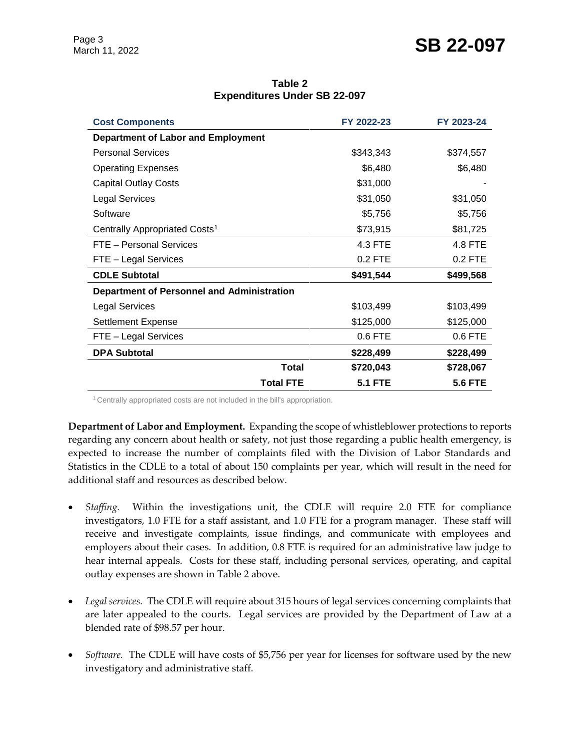**Table 2**
**Expenditures Under SB 22-097**

| Cost Components | FY 2022-23 | FY 2023-24 |
|---|---|---|
| **Department of Labor and Employment** | | |
| Personal Services | $343,343 | $374,557 |
| Operating Expenses | $6,480 | $6,480 |
| Capital Outlay Costs | $31,000 | - |
| Legal Services | $31,050 | $31,050 |
| Software | $5,756 | $5,756 |
| Centrally Appropriated Costs[1] | $73,915 | $81,725 |
| FTE – Personal Services | 4.3 FTE | 4.8 FTE |
| FTE – Legal Services | 0.2 FTE | 0.2 FTE |
| **CDLE Subtotal** | **$491,544** | **$499,568** |
| **Department of Personnel and Administration** | | |
| Legal Services | $103,499 | $103,499 |
| Settlement Expense | $125,000 | $125,000 |
| FTE – Legal Services | 0.6 FTE | 0.6 FTE |
| **DPA Subtotal** | **$228,499** | **$228,499** |
| **Total** | **$720,043** | **$728,067** |
| **Total FTE** | **5.1 FTE** | **5.6 FTE** |

[1] Centrally appropriated costs are not included in the bill's appropriation.

**Department of Labor and Employment.** Expanding the scope of whistleblower protections to reports regarding any concern about health or safety, not just those regarding a public health emergency, is expected to increase the number of complaints filed with the Division of Labor Standards and Statistics in the CDLE to a total of about 150 complaints per year, which will result in the need for additional staff and resources as described below.

- *Staffing.* Within the investigations unit, the CDLE will require 2.0 FTE for compliance investigators, 1.0 FTE for a staff assistant, and 1.0 FTE for a program manager. These staff will receive and investigate complaints, issue findings, and communicate with employees and employers about their cases. In addition, 0.8 FTE is required for an administrative law judge to hear internal appeals. Costs for these staff, including personal services, operating, and capital outlay expenses are shown in Table 2 above.

- *Legal services.* The CDLE will require about 315 hours of legal services concerning complaints that are later appealed to the courts. Legal services are provided by the Department of Law at a blended rate of $98.57 per hour.

- *Software.* The CDLE will have costs of $5,756 per year for licenses for software used by the new investigatory and administrative staff.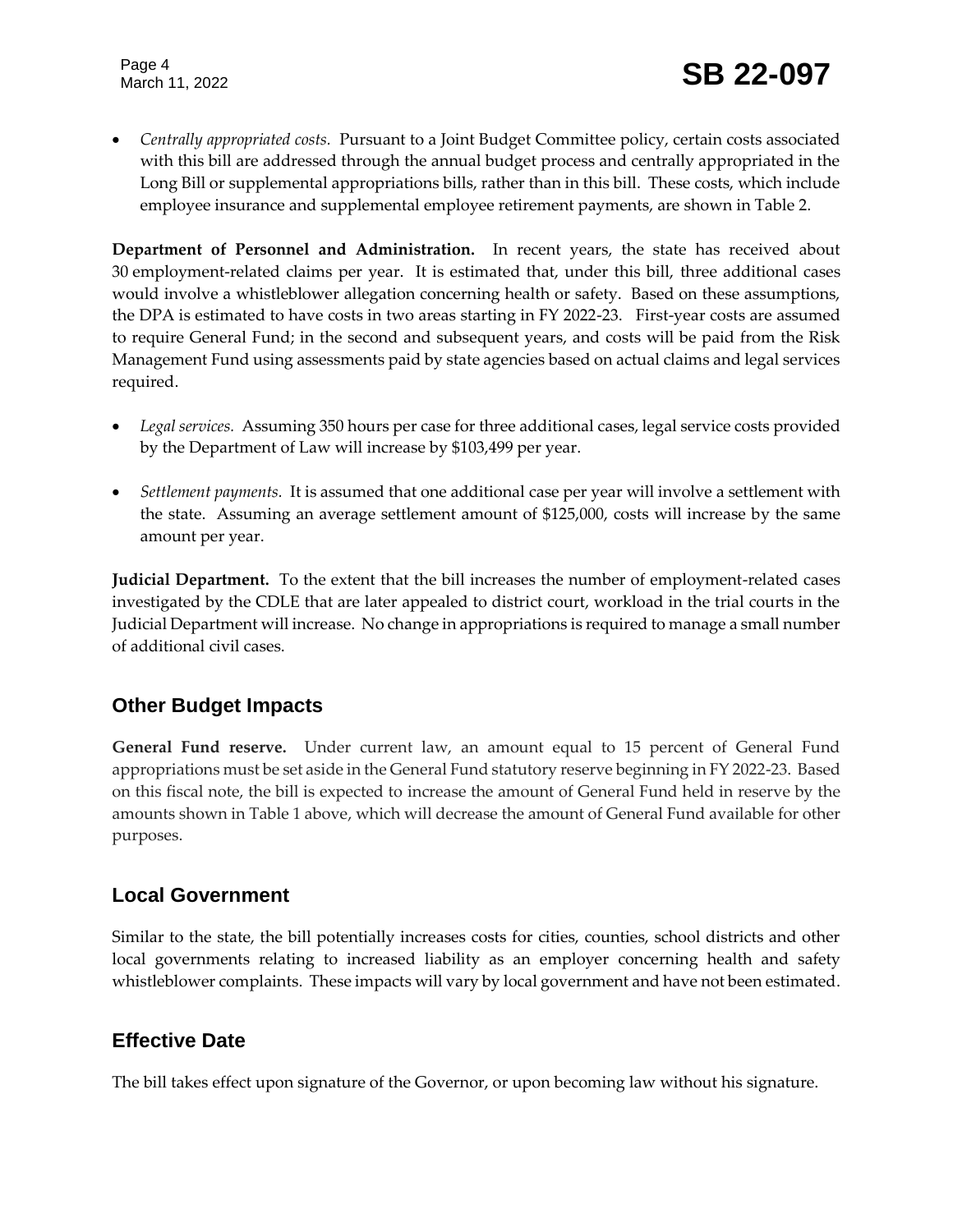- *Centrally appropriated costs.* Pursuant to a Joint Budget Committee policy, certain costs associated with this bill are addressed through the annual budget process and centrally appropriated in the Long Bill or supplemental appropriations bills, rather than in this bill. These costs, which include employee insurance and supplemental employee retirement payments, are shown in Table 2.

**Department of Personnel and Administration.** In recent years, the state has received about 30 employment-related claims per year. It is estimated that, under this bill, three additional cases would involve a whistleblower allegation concerning health or safety. Based on these assumptions, the DPA is estimated to have costs in two areas starting in FY 2022-23. First-year costs are assumed to require General Fund; in the second and subsequent years, and costs will be paid from the Risk Management Fund using assessments paid by state agencies based on actual claims and legal services required.

- *Legal services.* Assuming 350 hours per case for three additional cases, legal service costs provided by the Department of Law will increase by $103,499 per year.

- *Settlement payments.* It is assumed that one additional case per year will involve a settlement with the state. Assuming an average settlement amount of $125,000, costs will increase by the same amount per year.

**Judicial Department.** To the extent that the bill increases the number of employment-related cases investigated by the CDLE that are later appealed to district court, workload in the trial courts in the Judicial Department will increase. No change in appropriations is required to manage a small number of additional civil cases.

## Other Budget Impacts

**General Fund reserve.** Under current law, an amount equal to 15 percent of General Fund appropriations must be set aside in the General Fund statutory reserve beginning in FY 2022-23. Based on this fiscal note, the bill is expected to increase the amount of General Fund held in reserve by the amounts shown in Table 1 above, which will decrease the amount of General Fund available for other purposes.

## Local Government

Similar to the state, the bill potentially increases costs for cities, counties, school districts and other local governments relating to increased liability as an employer concerning health and safety whistleblower complaints. These impacts will vary by local government and have not been estimated.

## Effective Date

The bill takes effect upon signature of the Governor, or upon becoming law without his signature.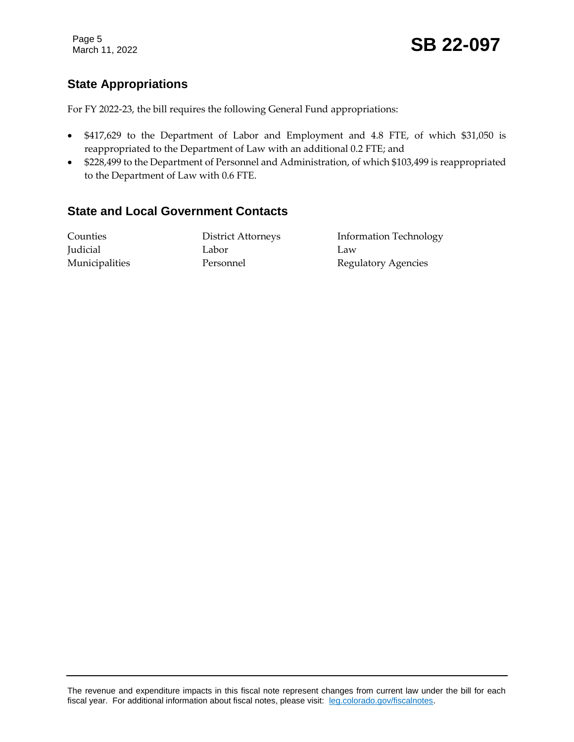## State Appropriations

For FY 2022-23, the bill requires the following General Fund appropriations:

- $417,629 to the Department of Labor and Employment and 4.8 FTE, of which $31,050 is reappropriated to the Department of Law with an additional 0.2 FTE; and
- $228,499 to the Department of Personnel and Administration, of which $103,499 is reappropriated to the Department of Law with 0.6 FTE.

## State and Local Government Contacts

| | | |
|---|---|---|
| Counties | District Attorneys | Information Technology |
| Judicial | Labor | Law |
| Municipalities | Personnel | Regulatory Agencies |

The revenue and expenditure impacts in this fiscal note represent changes from current law under the bill for each fiscal year. For additional information about fiscal notes, please visit: leg.colorado.gov/fiscalnotes.